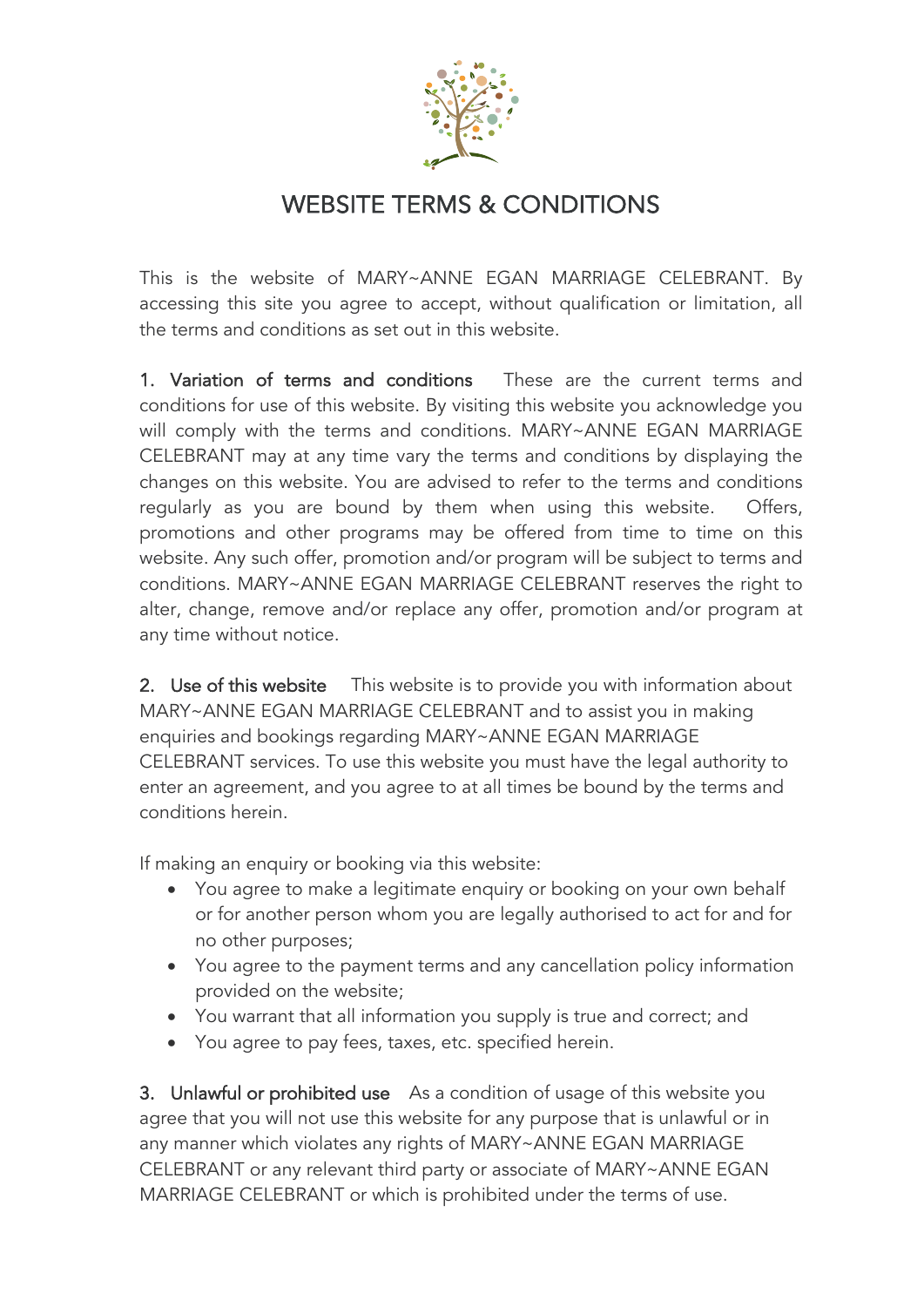# WEBSITE TERMS & CONDITIONS

This is the website of MARY~ANNE EGAN MARRIAGE CELEBRANT. By accessing this site you agree to accept, without qualification or limitation, all the terms and conditions as set out in this website.

1. Variation of terms and conditions These are the current terms and conditions for use of this website. By visiting this website you acknowledge you will comply with the terms and conditions. MARY~ANNE EGAN MARRIAGE CELEBRANT may at any time vary the terms and conditions by displaying the changes on this website. You are advised to refer to the terms and conditions regularly as you are bound by them when using this website. Offers, promotions and other programs may be offered from time to time on this website. Any such offer, promotion and/or program will be subject to terms and conditions. MARY~ANNE EGAN MARRIAGE CELEBRANT reserves the right to alter, change, remove and/or replace any offer, promotion and/or program at any time without notice.

2. Use of this website This website is to provide you with information about MARY~ANNE EGAN MARRIAGE CELEBRANT and to assist you in making enquiries and bookings regarding MARY~ANNE EGAN MARRIAGE CELEBRANT services. To use this website you must have the legal authority to enter an agreement, and you agree to at all times be bound by the terms and conditions herein.

If making an enquiry or booking via this website:

- You agree to make a legitimate enquiry or booking on your own behalf or for another person whom you are legally authorised to act for and for no other purposes;
- You agree to the payment terms and any cancellation policy information provided on the website;
- You warrant that all information you supply is true and correct; and
- You agree to pay fees, taxes, etc. specified herein.

3. Unlawful or prohibited use As a condition of usage of this website you agree that you will not use this website for any purpose that is unlawful or in any manner which violates any rights of MARY~ANNE EGAN MARRIAGE CELEBRANT or any relevant third party or associate of MARY~ANNE EGAN MARRIAGE CELEBRANT or which is prohibited under the terms of use.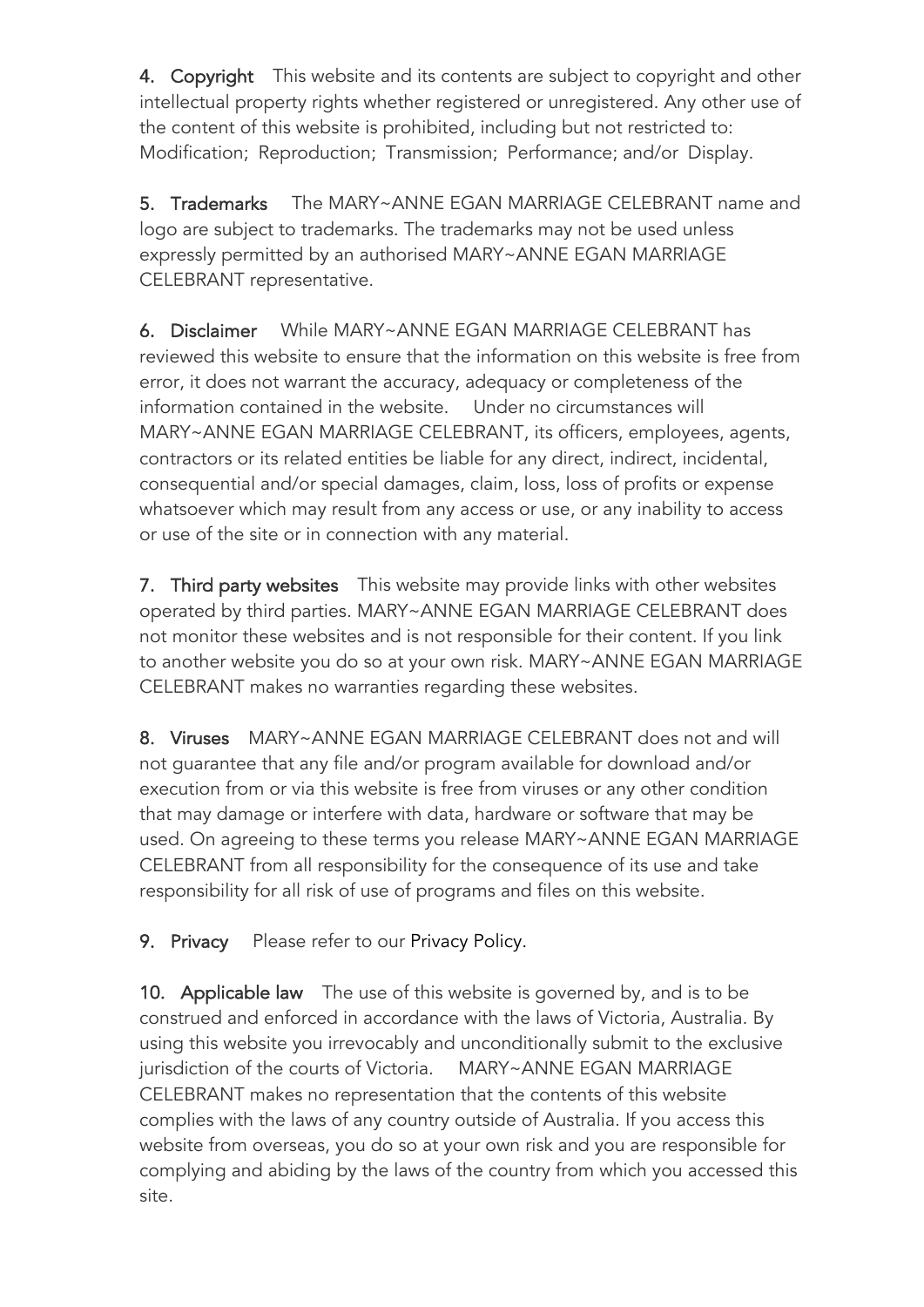**4. Copyright** This website and its contents are subject to copyright and other intellectual property rights whether registered or unregistered. Any other use of the content of this website is prohibited, including but not restricted to: Modification; Reproduction; Transmission; Performance; and/or Display.

**5. Trademarks** The MARY~ANNE EGAN MARRIAGE CELEBRANT name and logo are subject to trademarks. The trademarks may not be used unless expressly permitted by an authorised MARY~ANNE EGAN MARRIAGE CELEBRANT representative.

**6. Disclaimer** While MARY~ANNE EGAN MARRIAGE CELEBRANT has reviewed this website to ensure that the information on this website is free from error, it does not warrant the accuracy, adequacy or completeness of the information contained in the website. Under no circumstances will MARY~ANNE EGAN MARRIAGE CELEBRANT, its officers, employees, agents, contractors or its related entities be liable for any direct, indirect, incidental, consequential and/or special damages, claim, loss, loss of profits or expense whatsoever which may result from any access or use, or any inability to access or use of the site or in connection with any material.

**7. Third party websites** This website may provide links with other websites operated by third parties. MARY~ANNE EGAN MARRIAGE CELEBRANT does not monitor these websites and is not responsible for their content. If you link to another website you do so at your own risk. MARY~ANNE EGAN MARRIAGE CELEBRANT makes no warranties regarding these websites.

**8. Viruses** MARY~ANNE EGAN MARRIAGE CELEBRANT does not and will not guarantee that any file and/or program available for download and/or execution from or via this website is free from viruses or any other condition that may damage or interfere with data, hardware or software that may be used. On agreeing to these terms you release MARY~ANNE EGAN MARRIAGE CELEBRANT from all responsibility for the consequence of its use and take responsibility for all risk of use of programs and files on this website.

**9. Privacy** Please refer to our Privacy Policy.

**10. Applicable law** The use of this website is governed by, and is to be construed and enforced in accordance with the laws of Victoria, Australia. By using this website you irrevocably and unconditionally submit to the exclusive jurisdiction of the courts of Victoria. MARY~ANNE EGAN MARRIAGE CELEBRANT makes no representation that the contents of this website complies with the laws of any country outside of Australia. If you access this website from overseas, you do so at your own risk and you are responsible for complying and abiding by the laws of the country from which you accessed this site.